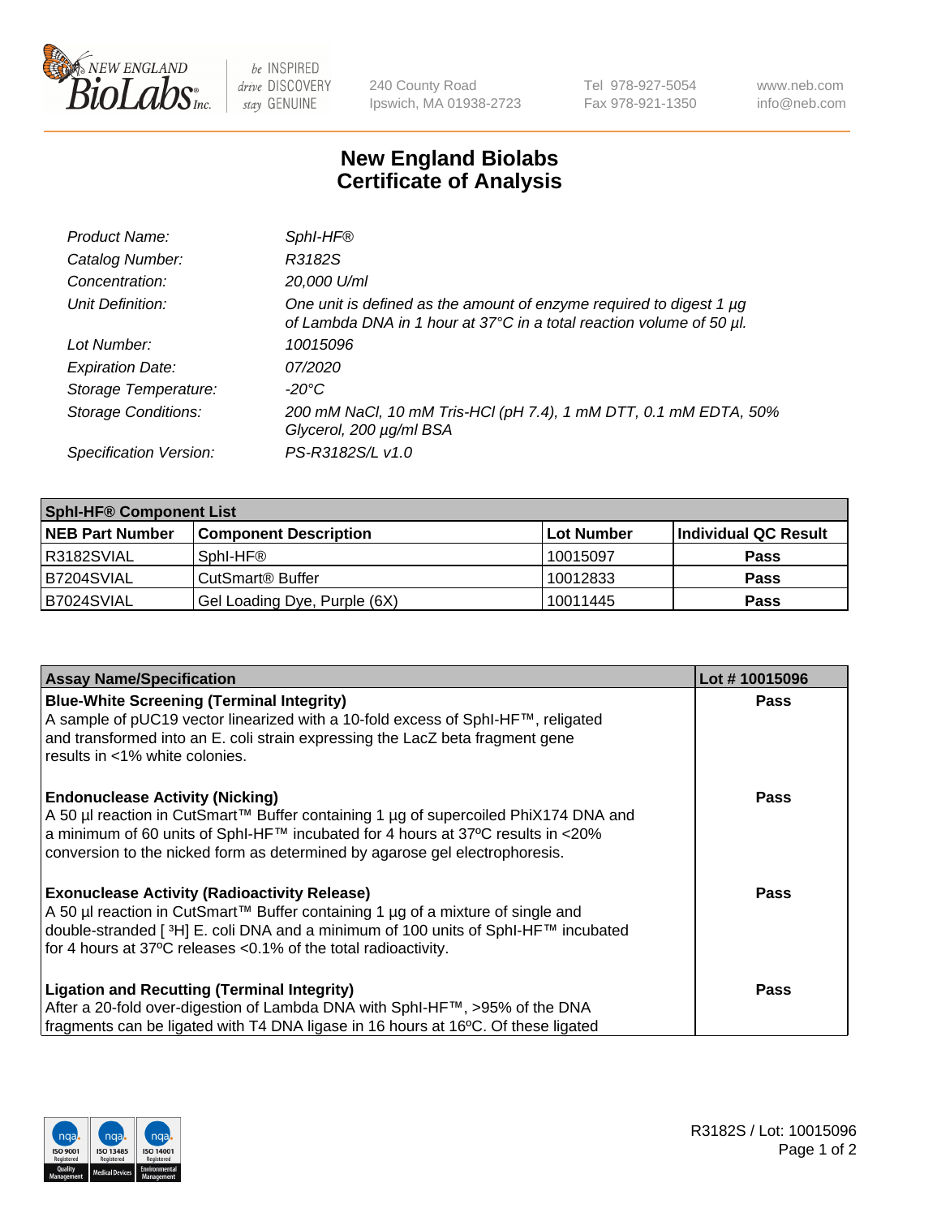# New England Biolabs
# Certificate of Analysis

| | |
|---|---|
| *Product Name:* | *SphI-HF®* |
| *Catalog Number:* | *R3182S* |
| *Concentration:* | *20,000 U/ml* |
| *Unit Definition:* | *One unit is defined as the amount of enzyme required to digest 1 µg of Lambda DNA in 1 hour at 37°C in a total reaction volume of 50 µl.* |
| *Lot Number:* | *10015096* |
| *Expiration Date:* | *07/2020* |
| *Storage Temperature:* | *-20°C* |
| *Storage Conditions:* | *200 mM NaCl, 10 mM Tris-HCl (pH 7.4), 1 mM DTT, 0.1 mM EDTA, 50% Glycerol, 200 µg/ml BSA* |
| *Specification Version:* | *PS-R3182S/L v1.0* |

| **SphI-HF® Component List** | | | |
|---|---|---|---|
| **NEB Part Number** | **Component Description** | **Lot Number** | **Individual QC Result** |
| R3182SVIAL | SphI-HF® | 10015097 | **Pass** |
| B7204SVIAL | CutSmart® Buffer | 10012833 | **Pass** |
| B7024SVIAL | Gel Loading Dye, Purple (6X) | 10011445 | **Pass** |

| **Assay Name/Specification** | **Lot # 10015096** |
|---|---|
| **Blue-White Screening (Terminal Integrity)** A sample of pUC19 vector linearized with a 10-fold excess of SphI-HF™, religated and transformed into an E. coli strain expressing the LacZ beta fragment gene results in <1% white colonies. | **Pass** |
| **Endonuclease Activity (Nicking)** A 50 µl reaction in CutSmart™ Buffer containing 1 µg of supercoiled PhiX174 DNA and a minimum of 60 units of SphI-HF™ incubated for 4 hours at 37ºC results in <20% conversion to the nicked form as determined by agarose gel electrophoresis. | **Pass** |
| **Exonuclease Activity (Radioactivity Release)** A 50 µl reaction in CutSmart™ Buffer containing 1 µg of a mixture of single and double-stranded [ $^3$H] E. coli DNA and a minimum of 100 units of SphI-HF™ incubated for 4 hours at 37ºC releases <0.1% of the total radioactivity. | **Pass** |
| **Ligation and Recutting (Terminal Integrity)** After a 20-fold over-digestion of Lambda DNA with SphI-HF™, >95% of the DNA fragments can be ligated with T4 DNA ligase in 16 hours at 16ºC. Of these ligated | **Pass** |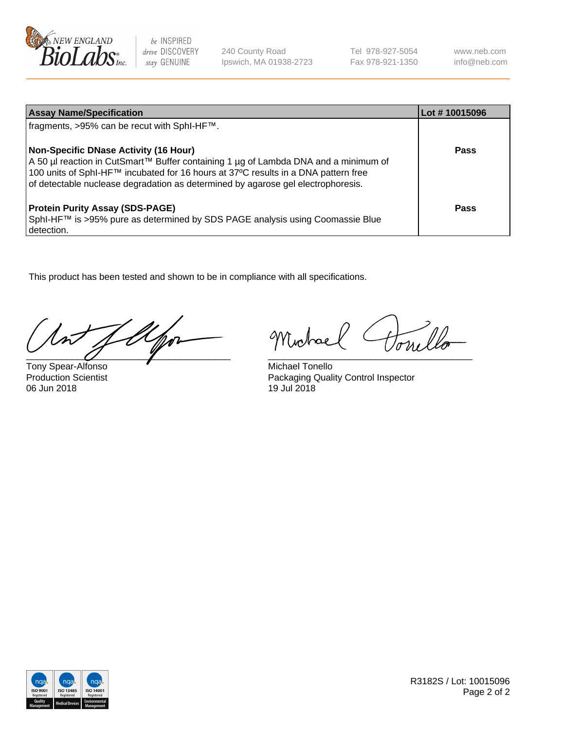| Assay Name/Specification | Lot # 10015096 |
| --- | --- |
| fragments, >95% can be recut with SphI-HF™. | |
| **Non-Specific DNase Activity (16 Hour)**<br>A 50 µl reaction in CutSmart™ Buffer containing 1 µg of Lambda DNA and a minimum of 100 units of SphI-HF™ incubated for 16 hours at 37ºC results in a DNA pattern free of detectable nuclease degradation as determined by agarose gel electrophoresis. | **Pass** |
| **Protein Purity Assay (SDS-PAGE)**<br>SphI-HF™ is >95% pure as determined by SDS PAGE analysis using Coomassie Blue detection. | **Pass** |

This product has been tested and shown to be in compliance with all specifications.

Tony Spear-Alfonso
Production Scientist
06 Jun 2018

Michael Tonello
Packaging Quality Control Inspector
19 Jul 2018

R3182S / Lot: 10015096